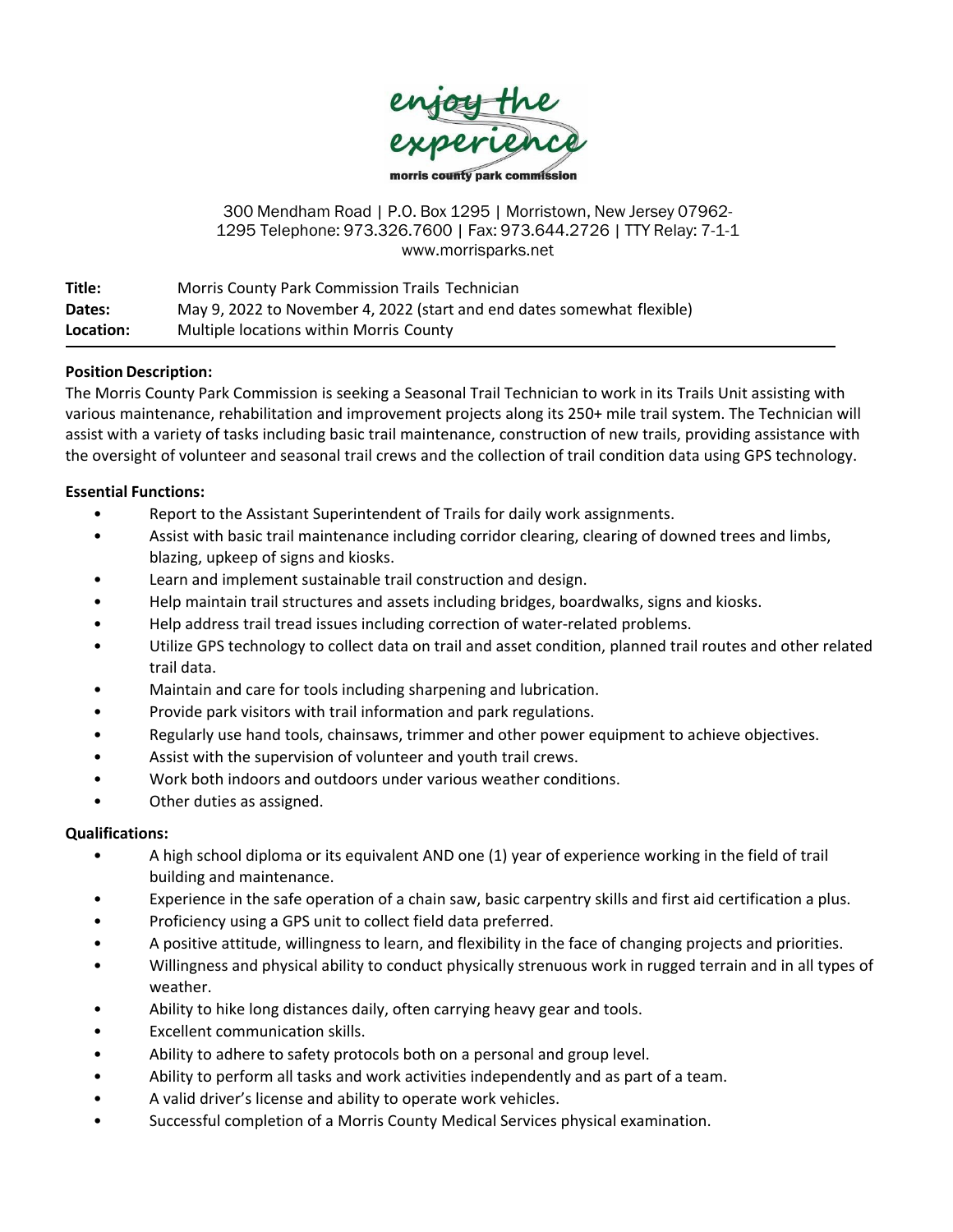enjoy the experience

morris county park commission

300 Mendham Road | P.O. Box 1295 | Morristown, New Jersey 07962-1295 Telephone: 973.326.7600 | Fax: 973.644.2726 | TTY Relay: 7-1-1
www.morrisparks.net

**Title:** Morris County Park Commission Trails Technician
**Dates:** May 9, 2022 to November 4, 2022 (start and end dates somewhat flexible)
**Location:** Multiple locations within Morris County

**Position Description:**

The Morris County Park Commission is seeking a Seasonal Trail Technician to work in its Trails Unit assisting with various maintenance, rehabilitation and improvement projects along its 250+ mile trail system. The Technician will assist with a variety of tasks including basic trail maintenance, construction of new trails, providing assistance with the oversight of volunteer and seasonal trail crews and the collection of trail condition data using GPS technology.

**Essential Functions:**

- Report to the Assistant Superintendent of Trails for daily work assignments.
- Assist with basic trail maintenance including corridor clearing, clearing of downed trees and limbs, blazing, upkeep of signs and kiosks.
- Learn and implement sustainable trail construction and design.
- Help maintain trail structures and assets including bridges, boardwalks, signs and kiosks.
- Help address trail tread issues including correction of water-related problems.
- Utilize GPS technology to collect data on trail and asset condition, planned trail routes and other related trail data.
- Maintain and care for tools including sharpening and lubrication.
- Provide park visitors with trail information and park regulations.
- Regularly use hand tools, chainsaws, trimmer and other power equipment to achieve objectives.
- Assist with the supervision of volunteer and youth trail crews.
- Work both indoors and outdoors under various weather conditions.
- Other duties as assigned.

**Qualifications:**

- A high school diploma or its equivalent AND one (1) year of experience working in the field of trail building and maintenance.
- Experience in the safe operation of a chain saw, basic carpentry skills and first aid certification a plus.
- Proficiency using a GPS unit to collect field data preferred.
- A positive attitude, willingness to learn, and flexibility in the face of changing projects and priorities.
- Willingness and physical ability to conduct physically strenuous work in rugged terrain and in all types of weather.
- Ability to hike long distances daily, often carrying heavy gear and tools.
- Excellent communication skills.
- Ability to adhere to safety protocols both on a personal and group level.
- Ability to perform all tasks and work activities independently and as part of a team.
- A valid driver's license and ability to operate work vehicles.
- Successful completion of a Morris County Medical Services physical examination.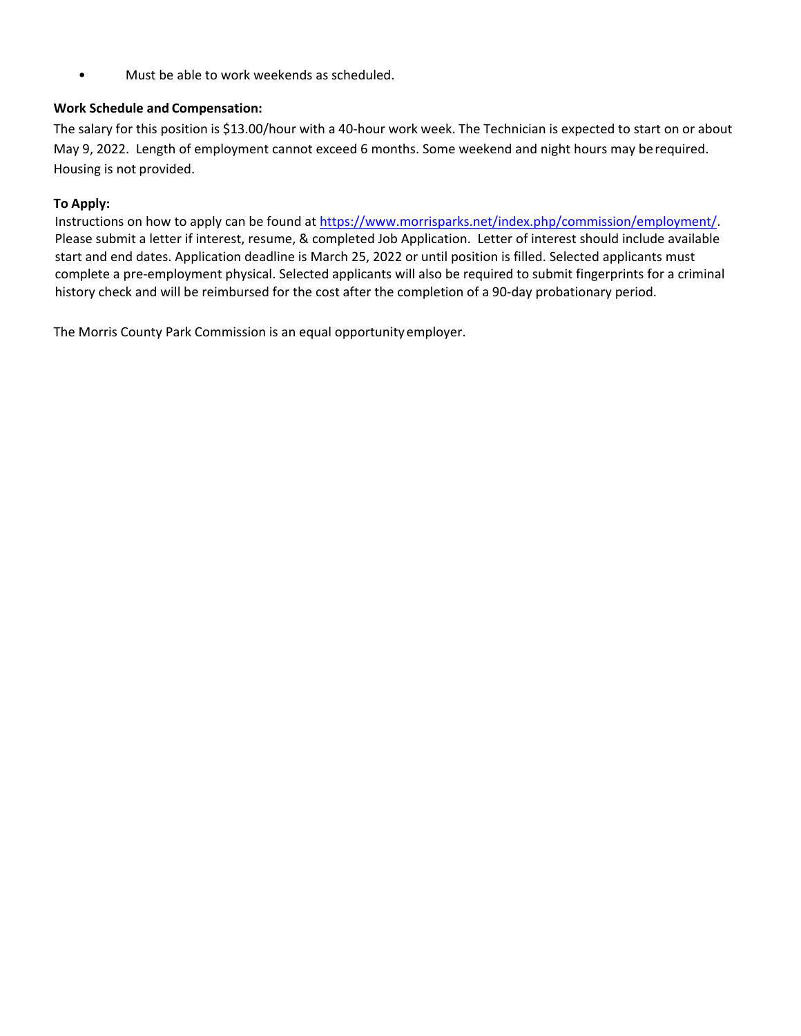- Must be able to work weekends as scheduled.

**Work Schedule and Compensation:**

The salary for this position is $13.00/hour with a 40-hour work week. The Technician is expected to start on or about May 9, 2022. Length of employment cannot exceed 6 months. Some weekend and night hours may be required. Housing is not provided.

**To Apply:**

Instructions on how to apply can be found at [https://www.morrisparks.net/index.php/commission/employment/](https://www.morrisparks.net/index.php/commission/employment/). Please submit a letter if interest, resume, & completed Job Application. Letter of interest should include available start and end dates. Application deadline is March 25, 2022 or until position is filled. Selected applicants must complete a pre-employment physical. Selected applicants will also be required to submit fingerprints for a criminal history check and will be reimbursed for the cost after the completion of a 90-day probationary period.

The Morris County Park Commission is an equal opportunity employer.